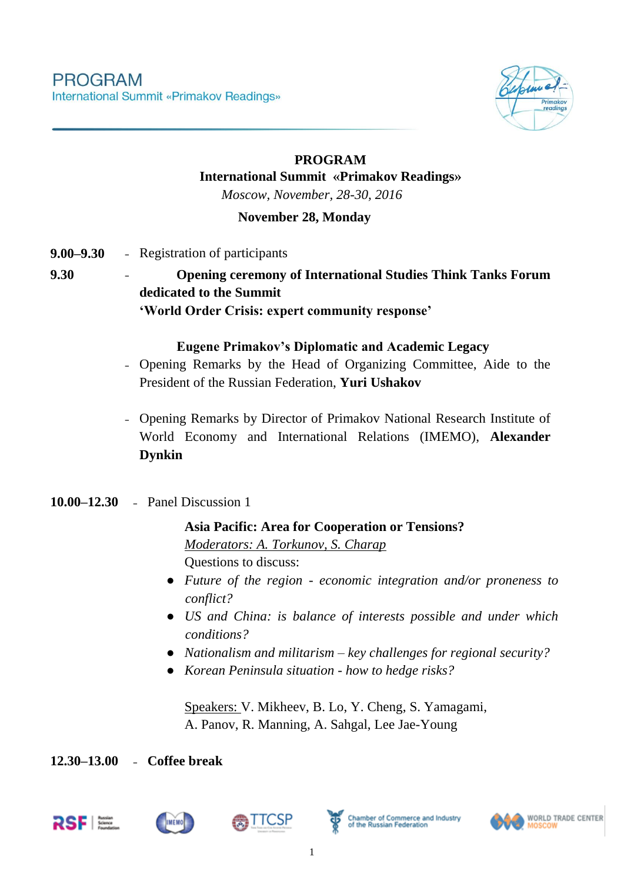# PROGRAM

## International Summit «Primakov Readings»

*Moscow, November, 28-30, 2016*

### November 28, Monday

**9.00–9.30** - Registration of participants

**9.30** - **Opening ceremony of International Studies Think Tanks Forum dedicated to the Summit**
**'World Order Crisis: expert community response'**

**Eugene Primakov's Diplomatic and Academic Legacy**

- Opening Remarks by the Head of Organizing Committee, Aide to the President of the Russian Federation, **Yuri Ushakov**

- Opening Remarks by Director of Primakov National Research Institute of World Economy and International Relations (IMEMO), **Alexander Dynkin**

**10.00–12.30** - Panel Discussion 1

**Asia Pacific: Area for Cooperation or Tensions?**

*Moderators: A. Torkunov, S. Charap*

Questions to discuss:

- *Future of the region - economic integration and/or proneness to conflict?*
- *US and China: is balance of interests possible and under which conditions?*
- *Nationalism and militarism – key challenges for regional security?*
- *Korean Peninsula situation - how to hedge risks?*

Speakers: V. Mikheev, B. Lo, Y. Cheng, S. Yamagami, A. Panov, R. Manning, A. Sahgal, Lee Jae-Young

**12.30–13.00** - **Coffee break**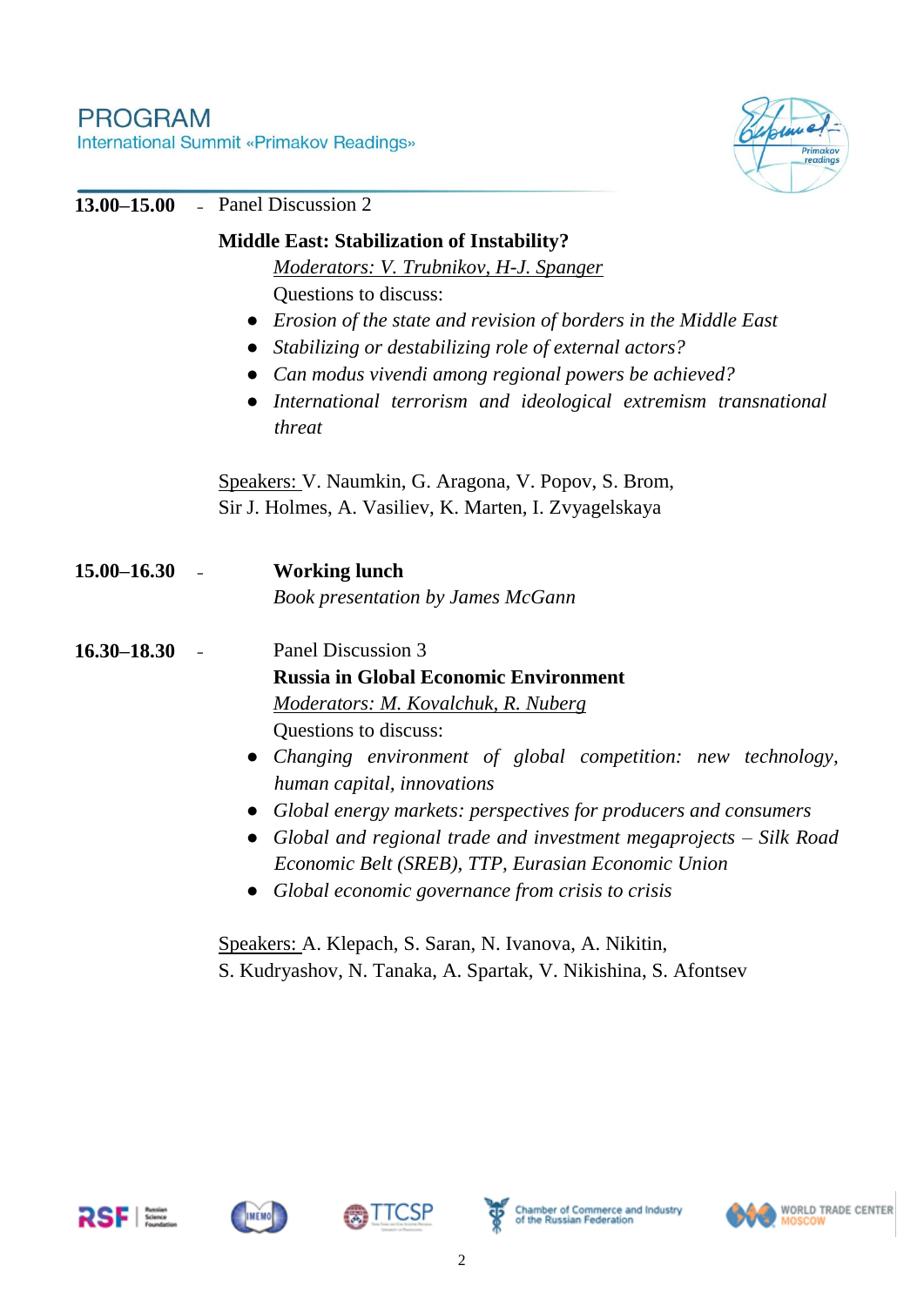# PROGRAM

International Summit «Primakov Readings»

**13.00–15.00** - Panel Discussion 2

**Middle East: Stabilization of Instability?**

*Moderators: V. Trubnikov, H-J. Spanger*

Questions to discuss:

- *Erosion of the state and revision of borders in the Middle East*
- *Stabilizing or destabilizing role of external actors?*
- *Can modus vivendi among regional powers be achieved?*
- *International terrorism and ideological extremism transnational threat*

Speakers: V. Naumkin, G. Aragona, V. Popov, S. Brom, Sir J. Holmes, A. Vasiliev, K. Marten, I. Zvyagelskaya

**15.00–16.30** - **Working lunch**

*Book presentation by James McGann*

**16.30–18.30** - Panel Discussion 3

**Russia in Global Economic Environment**

*Moderators: M. Kovalchuk, R. Nuberg*

Questions to discuss:

- *Changing environment of global competition: new technology, human capital, innovations*
- *Global energy markets: perspectives for producers and consumers*
- *Global and regional trade and investment megaprojects – Silk Road Economic Belt (SREB), TTP, Eurasian Economic Union*
- *Global economic governance from crisis to crisis*

Speakers: A. Klepach, S. Saran, N. Ivanova, A. Nikitin, S. Kudryashov, N. Tanaka, A. Spartak, V. Nikishina, S. Afontsev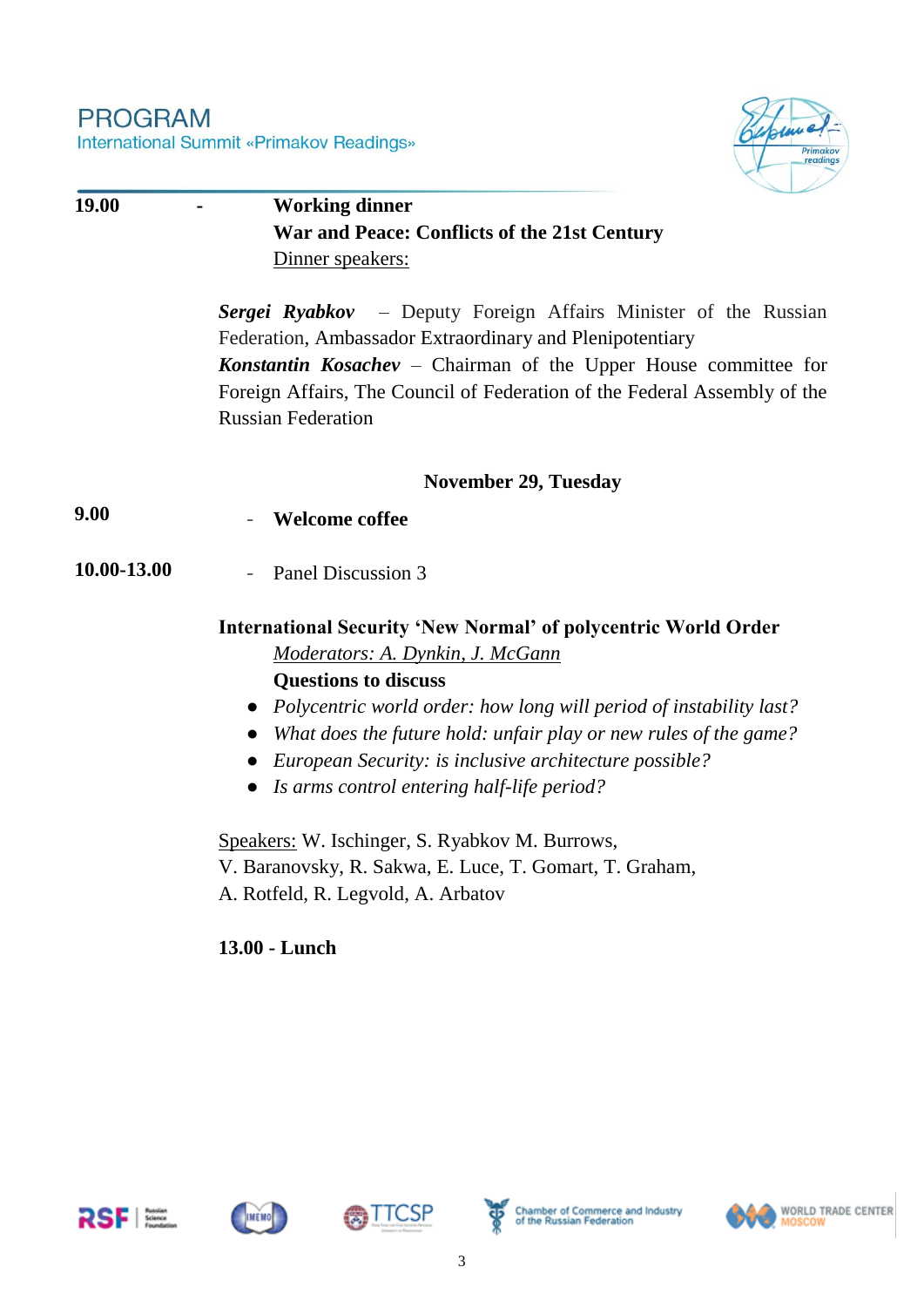**19.00** - **Working dinner**
**War and Peace: Conflicts of the 21st Century**
Dinner speakers:

***Sergei Ryabkov*** – Deputy Foreign Affairs Minister of the Russian Federation, Ambassador Extraordinary and Plenipotentiary
***Konstantin Kosachev*** – Chairman of the Upper House committee for Foreign Affairs, The Council of Federation of the Federal Assembly of the Russian Federation

**November 29, Tuesday**

**9.00** - **Welcome coffee**

**10.00-13.00** - Panel Discussion 3

**International Security 'New Normal' of polycentric World Order**
*Moderators: A. Dynkin, J. McGann*
**Questions to discuss**

- *Polycentric world order: how long will period of instability last?*
- *What does the future hold: unfair play or new rules of the game?*
- *European Security: is inclusive architecture possible?*
- *Is arms control entering half-life period?*

Speakers: W. Ischinger, S. Ryabkov M. Burrows, V. Baranovsky, R. Sakwa, E. Luce, T. Gomart, T. Graham, A. Rotfeld, R. Legvold, A. Arbatov

**13.00 - Lunch**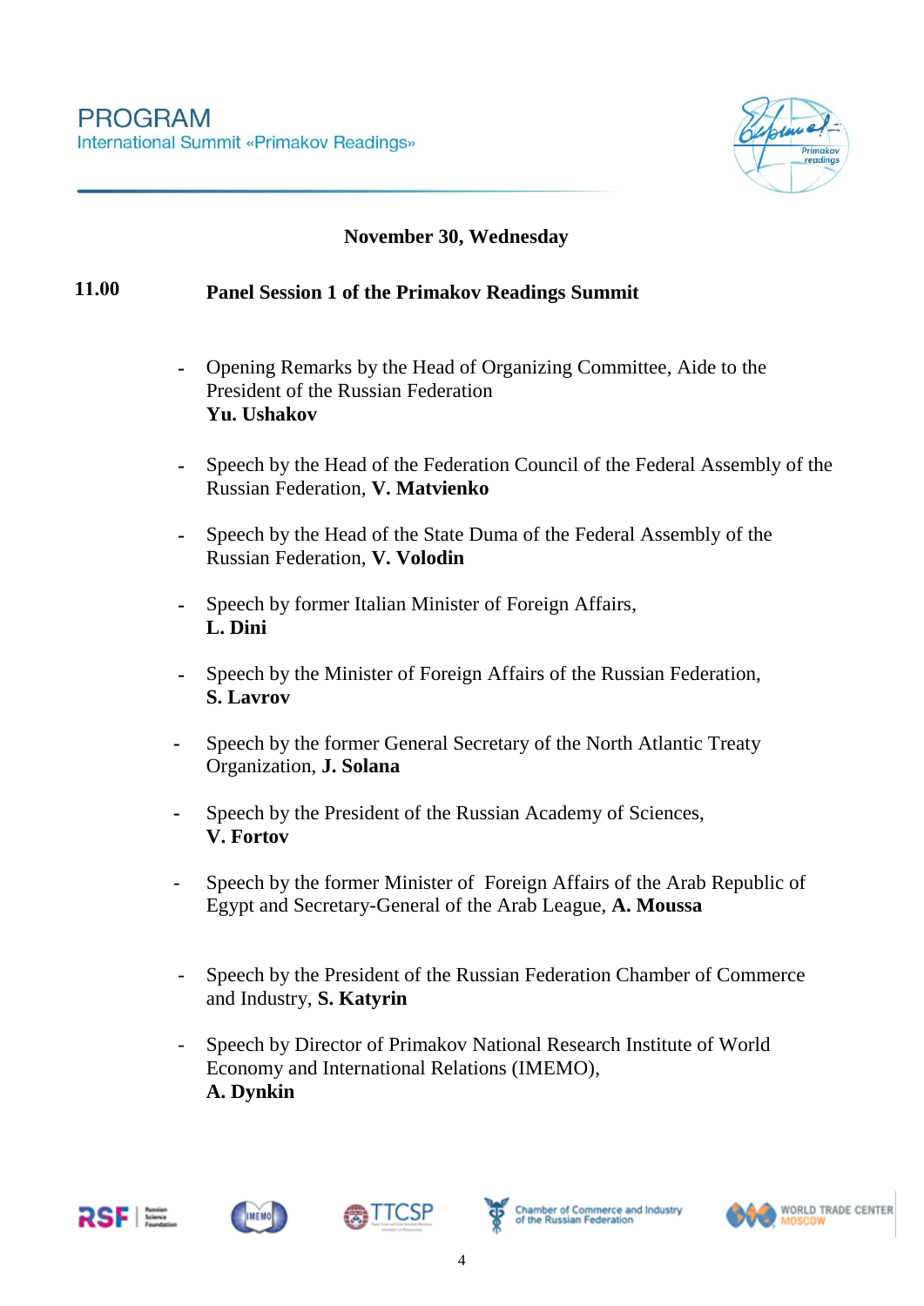**November 30, Wednesday**

**11.00** **Panel Session 1 of the Primakov Readings Summit**

- Opening Remarks by the Head of Organizing Committee, Aide to the President of the Russian Federation
  **Yu. Ushakov**

- Speech by the Head of the Federation Council of the Federal Assembly of the Russian Federation, **V. Matvienko**

- Speech by the Head of the State Duma of the Federal Assembly of the Russian Federation, **V. Volodin**

- Speech by former Italian Minister of Foreign Affairs,
  **L. Dini**

- Speech by the Minister of Foreign Affairs of the Russian Federation,
  **S. Lavrov**

- Speech by the former General Secretary of the North Atlantic Treaty Organization, **J. Solana**

- Speech by the President of the Russian Academy of Sciences,
  **V. Fortov**

- Speech by the former Minister of Foreign Affairs of the Arab Republic of Egypt and Secretary-General of the Arab League, **A. Moussa**

- Speech by the President of the Russian Federation Chamber of Commerce and Industry, **S. Katyrin**

- Speech by Director of Primakov National Research Institute of World Economy and International Relations (IMEMO),
  **A. Dynkin**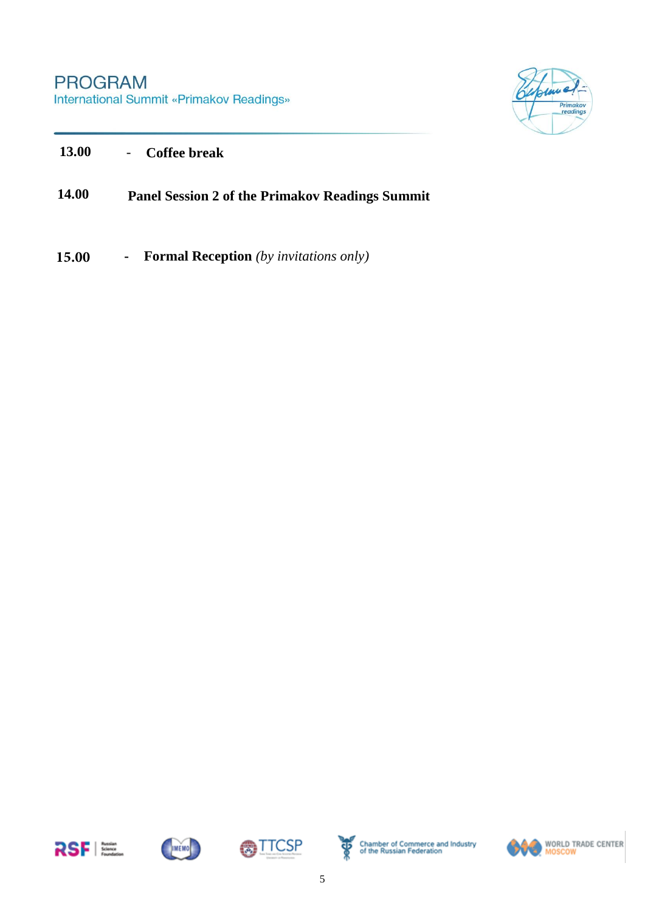**13.00** - **Coffee break**

**14.00** **Panel Session 2 of the Primakov Readings Summit**

**15.00** - **Formal Reception** *(by invitations only)*